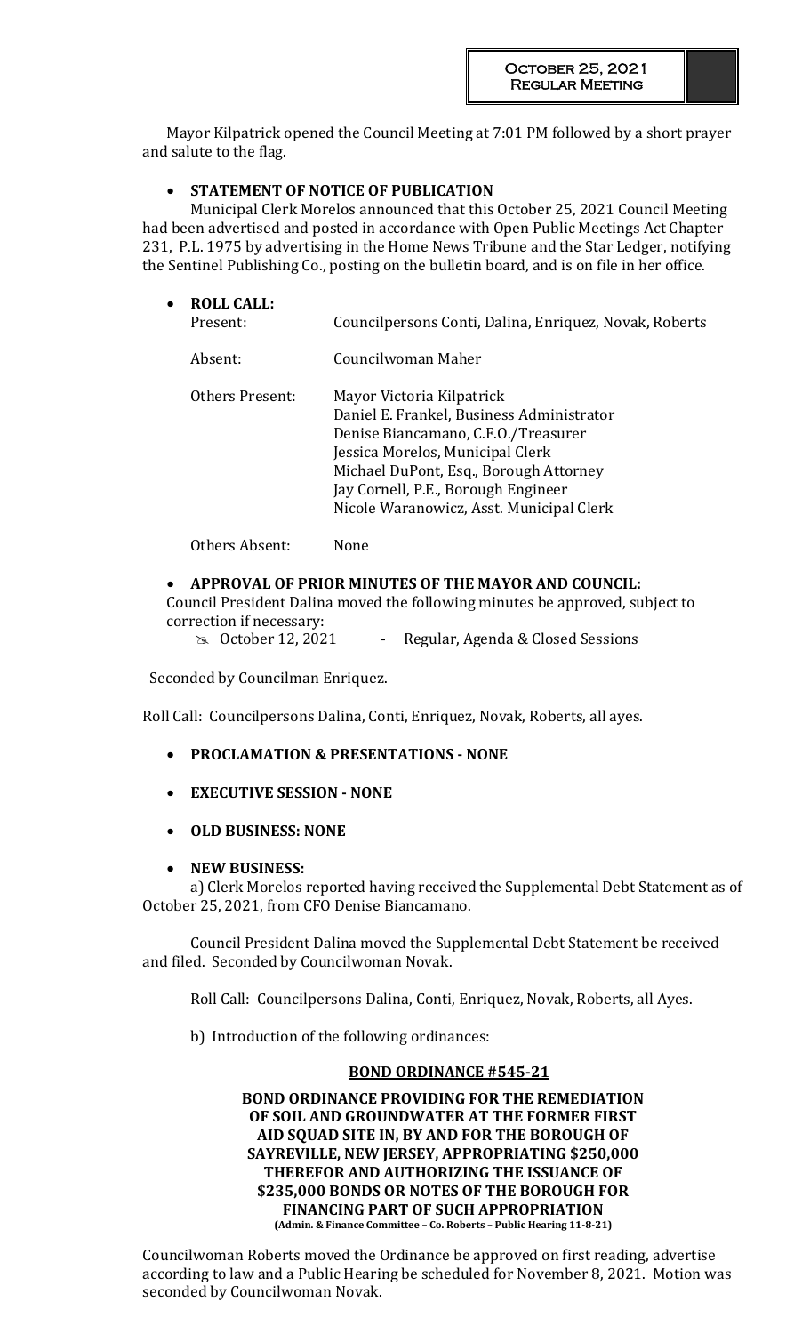Mayor Kilpatrick opened the Council Meeting at 7:01 PM followed by a short prayer and salute to the flag.

- **STATEMENT OF NOTICE OF PUBLICATION**

  Municipal Clerk Morelos announced that this October 25, 2021 Council Meeting had been advertised and posted in accordance with Open Public Meetings Act Chapter 231, P.L. 1975 by advertising in the Home News Tribune and the Star Ledger, notifying the Sentinel Publishing Co., posting on the bulletin board, and is on file in her office.

- **ROLL CALL:**

  Present: Councilpersons Conti, Dalina, Enriquez, Novak, Roberts

  Absent: Councilwoman Maher

  Others Present: Mayor Victoria Kilpatrick
  Daniel E. Frankel, Business Administrator
  Denise Biancamano, C.F.O./Treasurer
  Jessica Morelos, Municipal Clerk
  Michael DuPont, Esq., Borough Attorney
  Jay Cornell, P.E., Borough Engineer
  Nicole Waranowicz, Asst. Municipal Clerk

  Others Absent: None

- **APPROVAL OF PRIOR MINUTES OF THE MAYOR AND COUNCIL:**

  Council President Dalina moved the following minutes be approved, subject to correction if necessary:
  - October 12, 2021 - Regular, Agenda & Closed Sessions

Seconded by Councilman Enriquez.

Roll Call: Councilpersons Dalina, Conti, Enriquez, Novak, Roberts, all ayes.

- **PROCLAMATION & PRESENTATIONS - NONE**
- **EXECUTIVE SESSION - NONE**
- **OLD BUSINESS: NONE**
- **NEW BUSINESS:**

  a) Clerk Morelos reported having received the Supplemental Debt Statement as of October 25, 2021, from CFO Denise Biancamano.

  Council President Dalina moved the Supplemental Debt Statement be received and filed. Seconded by Councilwoman Novak.

  Roll Call: Councilpersons Dalina, Conti, Enriquez, Novak, Roberts, all Ayes.

  b) Introduction of the following ordinances:

**BOND ORDINANCE #545-21**

**BOND ORDINANCE PROVIDING FOR THE REMEDIATION OF SOIL AND GROUNDWATER AT THE FORMER FIRST AID SQUAD SITE IN, BY AND FOR THE BOROUGH OF SAYREVILLE, NEW JERSEY, APPROPRIATING $250,000 THEREFOR AND AUTHORIZING THE ISSUANCE OF $235,000 BONDS OR NOTES OF THE BOROUGH FOR FINANCING PART OF SUCH APPROPRIATION**
**(Admin. & Finance Committee – Co. Roberts – Public Hearing 11-8-21)**

Councilwoman Roberts moved the Ordinance be approved on first reading, advertise according to law and a Public Hearing be scheduled for November 8, 2021. Motion was seconded by Councilwoman Novak.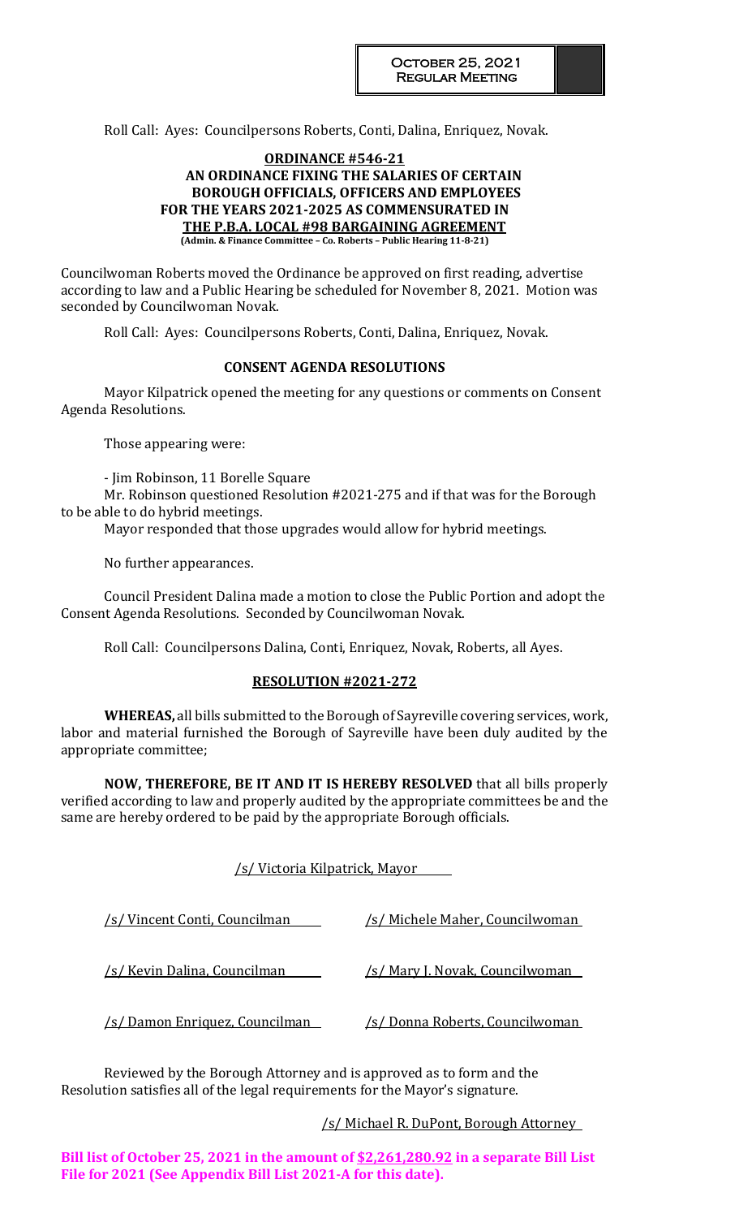Roll Call: Ayes: Councilpersons Roberts, Conti, Dalina, Enriquez, Novak.

**ORDINANCE #546-21**
**AN ORDINANCE FIXING THE SALARIES OF CERTAIN BOROUGH OFFICIALS, OFFICERS AND EMPLOYEES FOR THE YEARS 2021-2025 AS COMMENSURATED IN THE P.B.A. LOCAL #98 BARGAINING AGREEMENT**
**(Admin. & Finance Committee – Co. Roberts – Public Hearing 11-8-21)**

Councilwoman Roberts moved the Ordinance be approved on first reading, advertise according to law and a Public Hearing be scheduled for November 8, 2021. Motion was seconded by Councilwoman Novak.

Roll Call: Ayes: Councilpersons Roberts, Conti, Dalina, Enriquez, Novak.

## CONSENT AGENDA RESOLUTIONS

Mayor Kilpatrick opened the meeting for any questions or comments on Consent Agenda Resolutions.

Those appearing were:

- Jim Robinson, 11 Borelle Square

Mr. Robinson questioned Resolution #2021-275 and if that was for the Borough to be able to do hybrid meetings.

Mayor responded that those upgrades would allow for hybrid meetings.

No further appearances.

Council President Dalina made a motion to close the Public Portion and adopt the Consent Agenda Resolutions. Seconded by Councilwoman Novak.

Roll Call: Councilpersons Dalina, Conti, Enriquez, Novak, Roberts, all Ayes.

**RESOLUTION #2021-272**

**WHEREAS,** all bills submitted to the Borough of Sayreville covering services, work, labor and material furnished the Borough of Sayreville have been duly audited by the appropriate committee;

**NOW, THEREFORE, BE IT AND IT IS HEREBY RESOLVED** that all bills properly verified according to law and properly audited by the appropriate committees be and the same are hereby ordered to be paid by the appropriate Borough officials.

/s/ Victoria Kilpatrick, Mayor

| | |
|---|---|
| /s/ Vincent Conti, Councilman | /s/ Michele Maher, Councilwoman |
| /s/ Kevin Dalina, Councilman | /s/ Mary J. Novak, Councilwoman |
| /s/ Damon Enriquez, Councilman | /s/ Donna Roberts, Councilwoman |

Reviewed by the Borough Attorney and is approved as to form and the Resolution satisfies all of the legal requirements for the Mayor's signature.

/s/ Michael R. DuPont, Borough Attorney

**Bill list of October 25, 2021 in the amount of $2,261,280.92 in a separate Bill List File for 2021 (See Appendix Bill List 2021-A for this date).**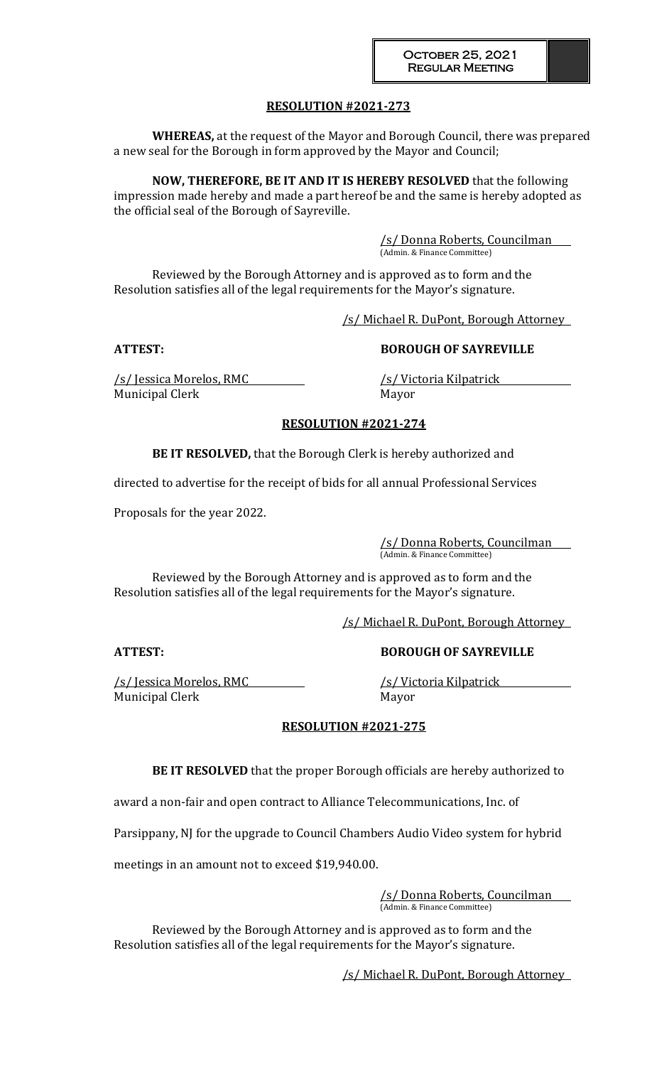## RESOLUTION #2021-273

**WHEREAS,** at the request of the Mayor and Borough Council, there was prepared a new seal for the Borough in form approved by the Mayor and Council;

**NOW, THEREFORE, BE IT AND IT IS HEREBY RESOLVED** that the following impression made hereby and made a part hereof be and the same is hereby adopted as the official seal of the Borough of Sayreville.

/s/ Donna Roberts, Councilman
(Admin. & Finance Committee)

Reviewed by the Borough Attorney and is approved as to form and the Resolution satisfies all of the legal requirements for the Mayor's signature.

/s/ Michael R. DuPont, Borough Attorney

**ATTEST:** **BOROUGH OF SAYREVILLE**

/s/ Jessica Morelos, RMC
Municipal Clerk

/s/ Victoria Kilpatrick
Mayor

## RESOLUTION #2021-274

**BE IT RESOLVED,** that the Borough Clerk is hereby authorized and directed to advertise for the receipt of bids for all annual Professional Services Proposals for the year 2022.

/s/ Donna Roberts, Councilman
(Admin. & Finance Committee)

Reviewed by the Borough Attorney and is approved as to form and the Resolution satisfies all of the legal requirements for the Mayor's signature.

/s/ Michael R. DuPont, Borough Attorney

**ATTEST:** **BOROUGH OF SAYREVILLE**

/s/ Jessica Morelos, RMC
Municipal Clerk

/s/ Victoria Kilpatrick
Mayor

## RESOLUTION #2021-275

**BE IT RESOLVED** that the proper Borough officials are hereby authorized to award a non-fair and open contract to Alliance Telecommunications, Inc. of Parsippany, NJ for the upgrade to Council Chambers Audio Video system for hybrid meetings in an amount not to exceed $19,940.00.

/s/ Donna Roberts, Councilman
(Admin. & Finance Committee)

Reviewed by the Borough Attorney and is approved as to form and the Resolution satisfies all of the legal requirements for the Mayor's signature.

/s/ Michael R. DuPont, Borough Attorney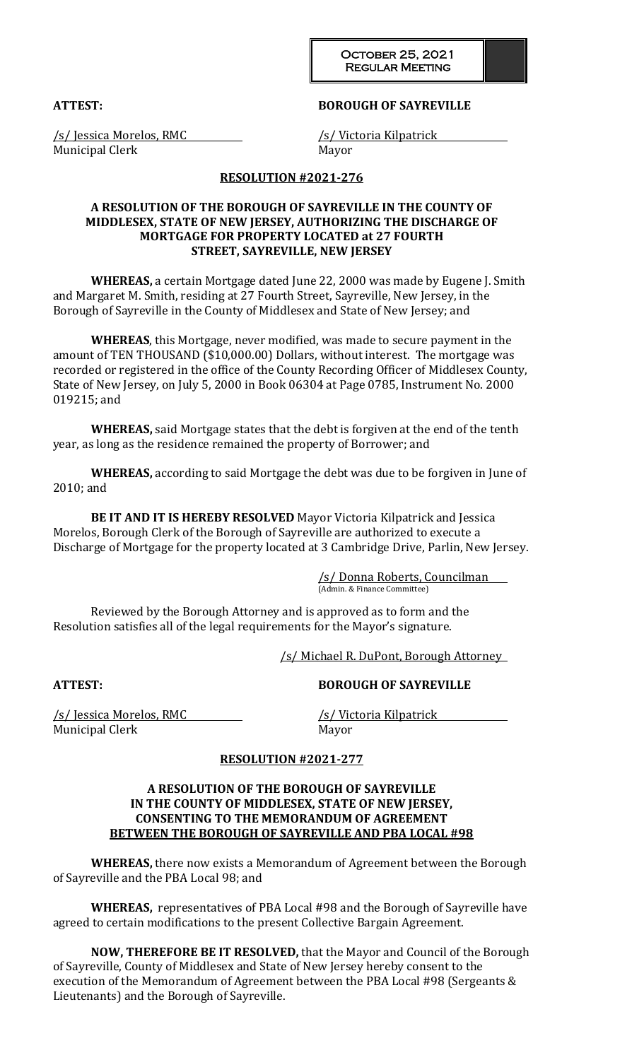**ATTEST:** **BOROUGH OF SAYREVILLE**

/s/ Jessica Morelos, RMC /s/ Victoria Kilpatrick
Municipal Clerk Mayor

**RESOLUTION #2021-276**

**A RESOLUTION OF THE BOROUGH OF SAYREVILLE IN THE COUNTY OF MIDDLESEX, STATE OF NEW JERSEY, AUTHORIZING THE DISCHARGE OF MORTGAGE FOR PROPERTY LOCATED at 27 FOURTH STREET, SAYREVILLE, NEW JERSEY**

**WHEREAS,** a certain Mortgage dated June 22, 2000 was made by Eugene J. Smith and Margaret M. Smith, residing at 27 Fourth Street, Sayreville, New Jersey, in the Borough of Sayreville in the County of Middlesex and State of New Jersey; and

**WHEREAS**, this Mortgage, never modified, was made to secure payment in the amount of TEN THOUSAND ($10,000.00) Dollars, without interest. The mortgage was recorded or registered in the office of the County Recording Officer of Middlesex County, State of New Jersey, on July 5, 2000 in Book 06304 at Page 0785, Instrument No. 2000 019215; and

**WHEREAS,** said Mortgage states that the debt is forgiven at the end of the tenth year, as long as the residence remained the property of Borrower; and

**WHEREAS,** according to said Mortgage the debt was due to be forgiven in June of 2010; and

**BE IT AND IT IS HEREBY RESOLVED** Mayor Victoria Kilpatrick and Jessica Morelos, Borough Clerk of the Borough of Sayreville are authorized to execute a Discharge of Mortgage for the property located at 3 Cambridge Drive, Parlin, New Jersey.

/s/ Donna Roberts, Councilman
(Admin. & Finance Committee)

Reviewed by the Borough Attorney and is approved as to form and the Resolution satisfies all of the legal requirements for the Mayor's signature.

/s/ Michael R. DuPont, Borough Attorney

**ATTEST:** **BOROUGH OF SAYREVILLE**

/s/ Jessica Morelos, RMC /s/ Victoria Kilpatrick
Municipal Clerk Mayor

**RESOLUTION #2021-277**

**A RESOLUTION OF THE BOROUGH OF SAYREVILLE IN THE COUNTY OF MIDDLESEX, STATE OF NEW JERSEY, CONSENTING TO THE MEMORANDUM OF AGREEMENT BETWEEN THE BOROUGH OF SAYREVILLE AND PBA LOCAL #98**

**WHEREAS,** there now exists a Memorandum of Agreement between the Borough of Sayreville and the PBA Local 98; and

**WHEREAS,** representatives of PBA Local #98 and the Borough of Sayreville have agreed to certain modifications to the present Collective Bargain Agreement.

**NOW, THEREFORE BE IT RESOLVED,** that the Mayor and Council of the Borough of Sayreville, County of Middlesex and State of New Jersey hereby consent to the execution of the Memorandum of Agreement between the PBA Local #98 (Sergeants & Lieutenants) and the Borough of Sayreville.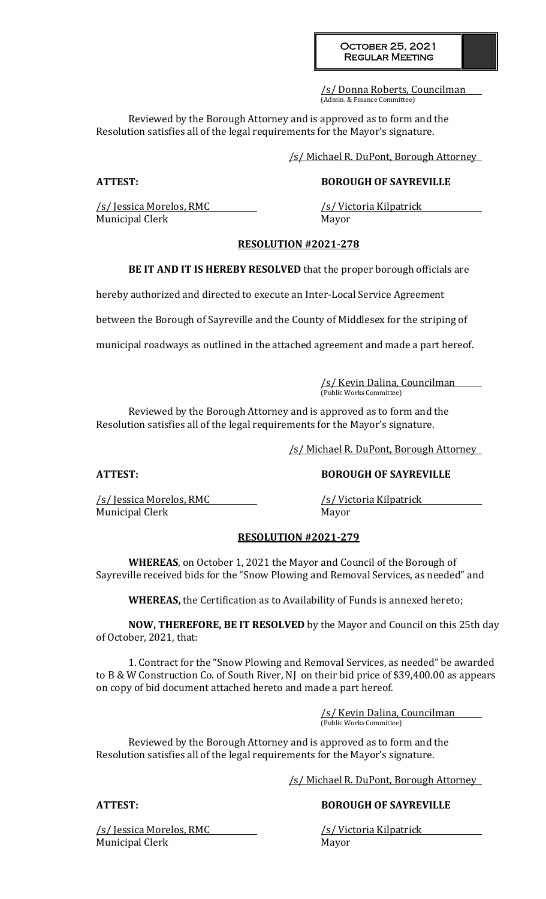/s/ Donna Roberts, Councilman
(Admin. & Finance Committee)

Reviewed by the Borough Attorney and is approved as to form and the Resolution satisfies all of the legal requirements for the Mayor's signature.

/s/ Michael R. DuPont, Borough Attorney

**ATTEST:** **BOROUGH OF SAYREVILLE**

/s/ Jessica Morelos, RMC
Municipal Clerk

/s/ Victoria Kilpatrick
Mayor

## RESOLUTION #2021-278

**BE IT AND IT IS HEREBY RESOLVED** that the proper borough officials are hereby authorized and directed to execute an Inter-Local Service Agreement between the Borough of Sayreville and the County of Middlesex for the striping of municipal roadways as outlined in the attached agreement and made a part hereof.

/s/ Kevin Dalina, Councilman
(Public Works Committee)

Reviewed by the Borough Attorney and is approved as to form and the Resolution satisfies all of the legal requirements for the Mayor's signature.

/s/ Michael R. DuPont, Borough Attorney

**ATTEST:** **BOROUGH OF SAYREVILLE**

/s/ Jessica Morelos, RMC
Municipal Clerk

/s/ Victoria Kilpatrick
Mayor

## RESOLUTION #2021-279

**WHEREAS**, on October 1, 2021 the Mayor and Council of the Borough of Sayreville received bids for the "Snow Plowing and Removal Services, as needed" and

**WHEREAS,** the Certification as to Availability of Funds is annexed hereto;

**NOW, THEREFORE, BE IT RESOLVED** by the Mayor and Council on this 25th day of October, 2021, that:

1. Contract for the "Snow Plowing and Removal Services, as needed" be awarded to B & W Construction Co. of South River, NJ on their bid price of $39,400.00 as appears on copy of bid document attached hereto and made a part hereof.

/s/ Kevin Dalina, Councilman
(Public Works Committee)

Reviewed by the Borough Attorney and is approved as to form and the Resolution satisfies all of the legal requirements for the Mayor's signature.

/s/ Michael R. DuPont, Borough Attorney

**ATTEST:** **BOROUGH OF SAYREVILLE**

/s/ Jessica Morelos, RMC
Municipal Clerk

/s/ Victoria Kilpatrick
Mayor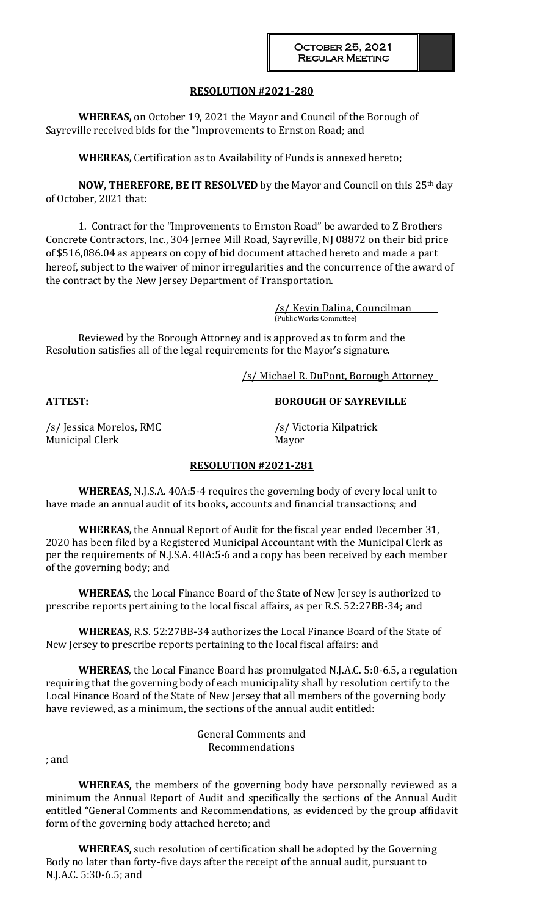## RESOLUTION #2021-280

**WHEREAS,** on October 19, 2021 the Mayor and Council of the Borough of Sayreville received bids for the "Improvements to Ernston Road; and

**WHEREAS,** Certification as to Availability of Funds is annexed hereto;

**NOW, THEREFORE, BE IT RESOLVED** by the Mayor and Council on this 25th day of October, 2021 that:

1. Contract for the "Improvements to Ernston Road" be awarded to Z Brothers Concrete Contractors, Inc., 304 Jernee Mill Road, Sayreville, NJ 08872 on their bid price of $516,086.04 as appears on copy of bid document attached hereto and made a part hereof, subject to the waiver of minor irregularities and the concurrence of the award of the contract by the New Jersey Department of Transportation.

/s/ Kevin Dalina, Councilman
(Public Works Committee)

Reviewed by the Borough Attorney and is approved as to form and the Resolution satisfies all of the legal requirements for the Mayor's signature.

/s/ Michael R. DuPont, Borough Attorney

**ATTEST:** **BOROUGH OF SAYREVILLE**

/s/ Jessica Morelos, RMC
Municipal Clerk

/s/ Victoria Kilpatrick
Mayor

## RESOLUTION #2021-281

**WHEREAS,** N.J.S.A. 40A:5-4 requires the governing body of every local unit to have made an annual audit of its books, accounts and financial transactions; and

**WHEREAS,** the Annual Report of Audit for the fiscal year ended December 31, 2020 has been filed by a Registered Municipal Accountant with the Municipal Clerk as per the requirements of N.J.S.A. 40A:5-6 and a copy has been received by each member of the governing body; and

**WHEREAS**, the Local Finance Board of the State of New Jersey is authorized to prescribe reports pertaining to the local fiscal affairs, as per R.S. 52:27BB-34; and

**WHEREAS,** R.S. 52:27BB-34 authorizes the Local Finance Board of the State of New Jersey to prescribe reports pertaining to the local fiscal affairs: and

**WHEREAS**, the Local Finance Board has promulgated N.J.A.C. 5:0-6.5, a regulation requiring that the governing body of each municipality shall by resolution certify to the Local Finance Board of the State of New Jersey that all members of the governing body have reviewed, as a minimum, the sections of the annual audit entitled:

General Comments and
Recommendations

; and

**WHEREAS,** the members of the governing body have personally reviewed as a minimum the Annual Report of Audit and specifically the sections of the Annual Audit entitled "General Comments and Recommendations, as evidenced by the group affidavit form of the governing body attached hereto; and

**WHEREAS,** such resolution of certification shall be adopted by the Governing Body no later than forty-five days after the receipt of the annual audit, pursuant to N.J.A.C. 5:30-6.5; and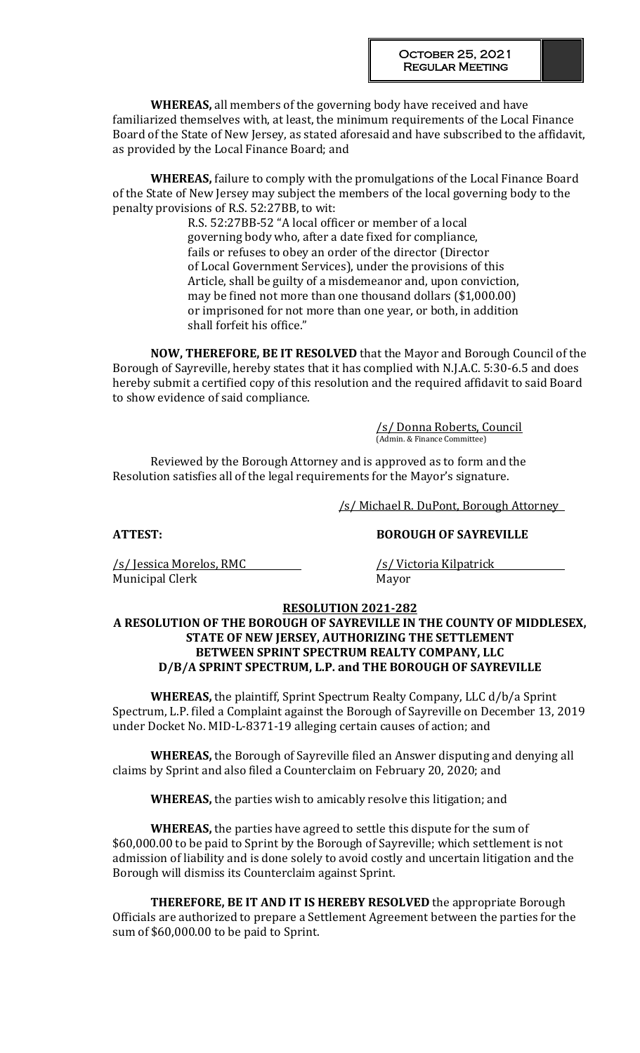**WHEREAS,** all members of the governing body have received and have familiarized themselves with, at least, the minimum requirements of the Local Finance Board of the State of New Jersey, as stated aforesaid and have subscribed to the affidavit, as provided by the Local Finance Board; and

**WHEREAS,** failure to comply with the promulgations of the Local Finance Board of the State of New Jersey may subject the members of the local governing body to the penalty provisions of R.S. 52:27BB, to wit:

> R.S. 52:27BB-52 "A local officer or member of a local governing body who, after a date fixed for compliance, fails or refuses to obey an order of the director (Director of Local Government Services), under the provisions of this Article, shall be guilty of a misdemeanor and, upon conviction, may be fined not more than one thousand dollars ($1,000.00) or imprisoned for not more than one year, or both, in addition shall forfeit his office."

**NOW, THEREFORE, BE IT RESOLVED** that the Mayor and Borough Council of the Borough of Sayreville, hereby states that it has complied with N.J.A.C. 5:30-6.5 and does hereby submit a certified copy of this resolution and the required affidavit to said Board to show evidence of said compliance.

/s/ Donna Roberts, Council
(Admin. & Finance Committee)

Reviewed by the Borough Attorney and is approved as to form and the Resolution satisfies all of the legal requirements for the Mayor's signature.

/s/ Michael R. DuPont, Borough Attorney

**ATTEST:** **BOROUGH OF SAYREVILLE**

/s/ Jessica Morelos, RMC
Municipal Clerk

/s/ Victoria Kilpatrick
Mayor

**RESOLUTION 2021-282**

**A RESOLUTION OF THE BOROUGH OF SAYREVILLE IN THE COUNTY OF MIDDLESEX, STATE OF NEW JERSEY, AUTHORIZING THE SETTLEMENT BETWEEN SPRINT SPECTRUM REALTY COMPANY, LLC D/B/A SPRINT SPECTRUM, L.P. and THE BOROUGH OF SAYREVILLE**

**WHEREAS,** the plaintiff, Sprint Spectrum Realty Company, LLC d/b/a Sprint Spectrum, L.P. filed a Complaint against the Borough of Sayreville on December 13, 2019 under Docket No. MID-L-8371-19 alleging certain causes of action; and

**WHEREAS,** the Borough of Sayreville filed an Answer disputing and denying all claims by Sprint and also filed a Counterclaim on February 20, 2020; and

**WHEREAS,** the parties wish to amicably resolve this litigation; and

**WHEREAS,** the parties have agreed to settle this dispute for the sum of $60,000.00 to be paid to Sprint by the Borough of Sayreville; which settlement is not admission of liability and is done solely to avoid costly and uncertain litigation and the Borough will dismiss its Counterclaim against Sprint.

**THEREFORE, BE IT AND IT IS HEREBY RESOLVED** the appropriate Borough Officials are authorized to prepare a Settlement Agreement between the parties for the sum of $60,000.00 to be paid to Sprint.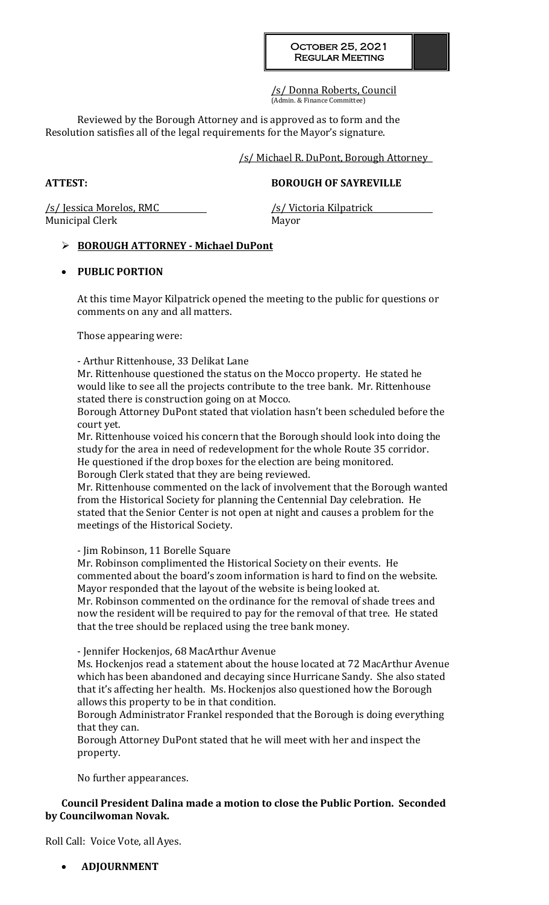/s/ Donna Roberts, Council
(Admin. & Finance Committee)

Reviewed by the Borough Attorney and is approved as to form and the Resolution satisfies all of the legal requirements for the Mayor's signature.

/s/ Michael R. DuPont, Borough Attorney

**ATTEST:** **BOROUGH OF SAYREVILLE**

/s/ Jessica Morelos, RMC
Municipal Clerk

/s/ Victoria Kilpatrick
Mayor

- **BOROUGH ATTORNEY - Michael DuPont**

- **PUBLIC PORTION**

At this time Mayor Kilpatrick opened the meeting to the public for questions or comments on any and all matters.

Those appearing were:

\- Arthur Rittenhouse, 33 Delikat Lane
Mr. Rittenhouse questioned the status on the Mocco property. He stated he would like to see all the projects contribute to the tree bank. Mr. Rittenhouse stated there is construction going on at Mocco.
Borough Attorney DuPont stated that violation hasn't been scheduled before the court yet.
Mr. Rittenhouse voiced his concern that the Borough should look into doing the study for the area in need of redevelopment for the whole Route 35 corridor.
He questioned if the drop boxes for the election are being monitored.
Borough Clerk stated that they are being reviewed.
Mr. Rittenhouse commented on the lack of involvement that the Borough wanted from the Historical Society for planning the Centennial Day celebration. He stated that the Senior Center is not open at night and causes a problem for the meetings of the Historical Society.

\- Jim Robinson, 11 Borelle Square
Mr. Robinson complimented the Historical Society on their events. He commented about the board's zoom information is hard to find on the website.
Mayor responded that the layout of the website is being looked at.
Mr. Robinson commented on the ordinance for the removal of shade trees and now the resident will be required to pay for the removal of that tree. He stated that the tree should be replaced using the tree bank money.

\- Jennifer Hockenjos, 68 MacArthur Avenue
Ms. Hockenjos read a statement about the house located at 72 MacArthur Avenue which has been abandoned and decaying since Hurricane Sandy. She also stated that it's affecting her health. Ms. Hockenjos also questioned how the Borough allows this property to be in that condition.
Borough Administrator Frankel responded that the Borough is doing everything that they can.
Borough Attorney DuPont stated that he will meet with her and inspect the property.

No further appearances.

**Council President Dalina made a motion to close the Public Portion. Seconded by Councilwoman Novak.**

Roll Call: Voice Vote, all Ayes.

- **ADJOURNMENT**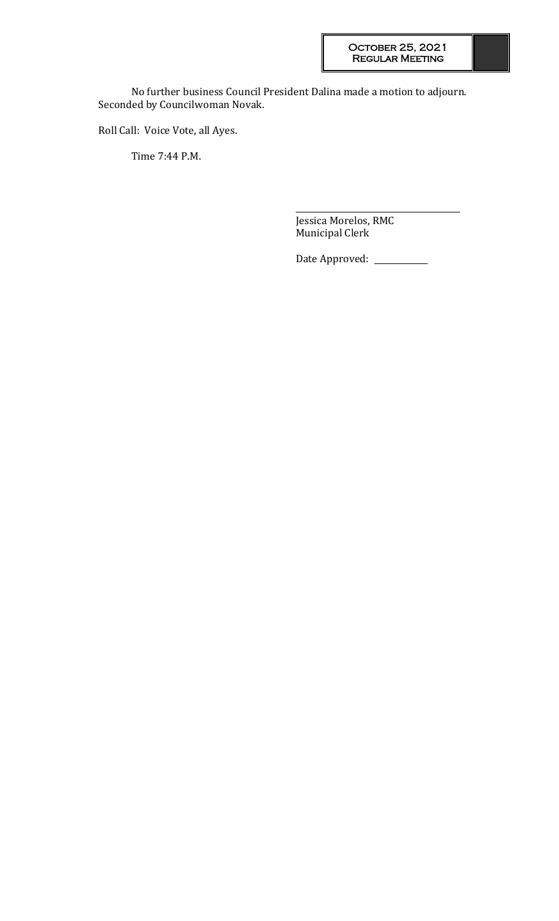No further business Council President Dalina made a motion to adjourn. Seconded by Councilwoman Novak.

Roll Call: Voice Vote, all Ayes.

Time 7:44 P.M.

\_\_\_\_\_\_\_\_\_\_\_\_\_\_\_\_\_\_\_\_\_\_\_\_\_\_\_\_\_\_\_\_\_\_\_

Jessica Morelos, RMC
Municipal Clerk

Date Approved: \_\_\_\_\_\_\_\_\_\_\_\_